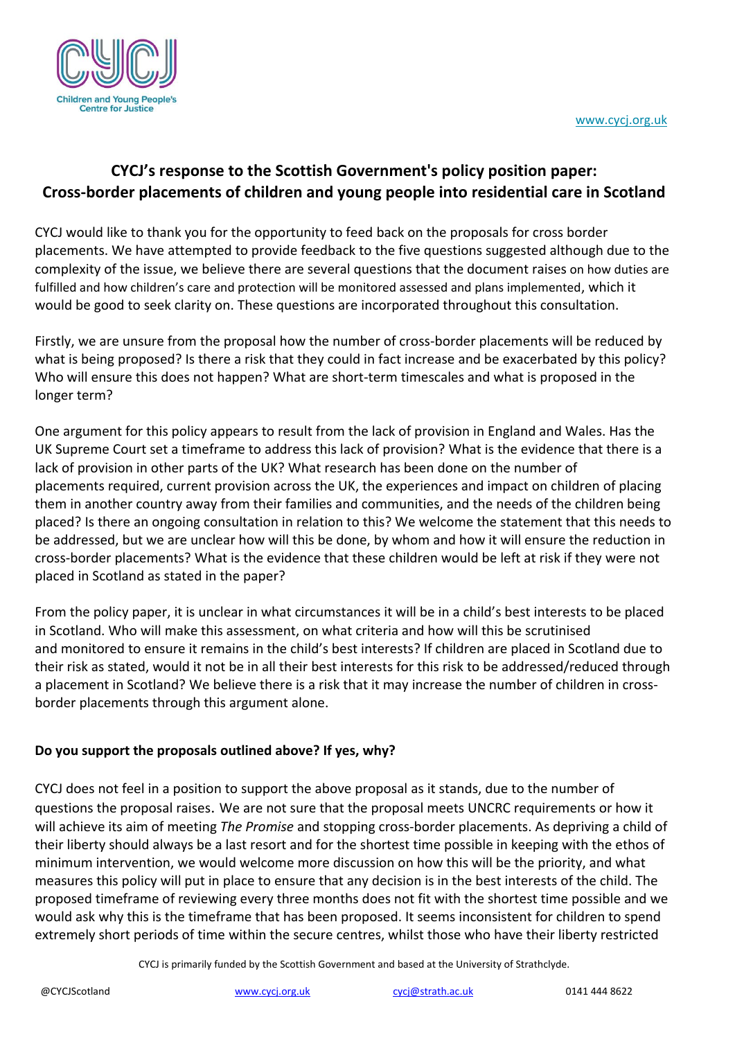# CYCJ's response to the Scottish Government's policy position paper: Cross-border placements of children and young people into residential care in Scotland

CYCJ would like to thank you for the opportunity to feed back on the proposals for cross border placements. We have attempted to provide feedback to the five questions suggested although due to the complexity of the issue, we believe there are several questions that the document raises on how duties are fulfilled and how children's care and protection will be monitored assessed and plans implemented, which it would be good to seek clarity on. These questions are incorporated throughout this consultation.

Firstly, we are unsure from the proposal how the number of cross-border placements will be reduced by what is being proposed? Is there a risk that they could in fact increase and be exacerbated by this policy? Who will ensure this does not happen? What are short-term timescales and what is proposed in the longer term?

One argument for this policy appears to result from the lack of provision in England and Wales. Has the UK Supreme Court set a timeframe to address this lack of provision? What is the evidence that there is a lack of provision in other parts of the UK? What research has been done on the number of placements required, current provision across the UK, the experiences and impact on children of placing them in another country away from their families and communities, and the needs of the children being placed? Is there an ongoing consultation in relation to this? We welcome the statement that this needs to be addressed, but we are unclear how will this be done, by whom and how it will ensure the reduction in cross-border placements? What is the evidence that these children would be left at risk if they were not placed in Scotland as stated in the paper?

From the policy paper, it is unclear in what circumstances it will be in a child's best interests to be placed in Scotland. Who will make this assessment, on what criteria and how will this be scrutinised and monitored to ensure it remains in the child's best interests? If children are placed in Scotland due to their risk as stated, would it not be in all their best interests for this risk to be addressed/reduced through a placement in Scotland? We believe there is a risk that it may increase the number of children in cross-border placements through this argument alone.

**Do you support the proposals outlined above? If yes, why?**

CYCJ does not feel in a position to support the above proposal as it stands, due to the number of questions the proposal raises. We are not sure that the proposal meets UNCRC requirements or how it will achieve its aim of meeting *The Promise* and stopping cross-border placements. As depriving a child of their liberty should always be a last resort and for the shortest time possible in keeping with the ethos of minimum intervention, we would welcome more discussion on how this will be the priority, and what measures this policy will put in place to ensure that any decision is in the best interests of the child. The proposed timeframe of reviewing every three months does not fit with the shortest time possible and we would ask why this is the timeframe that has been proposed. It seems inconsistent for children to spend extremely short periods of time within the secure centres, whilst those who have their liberty restricted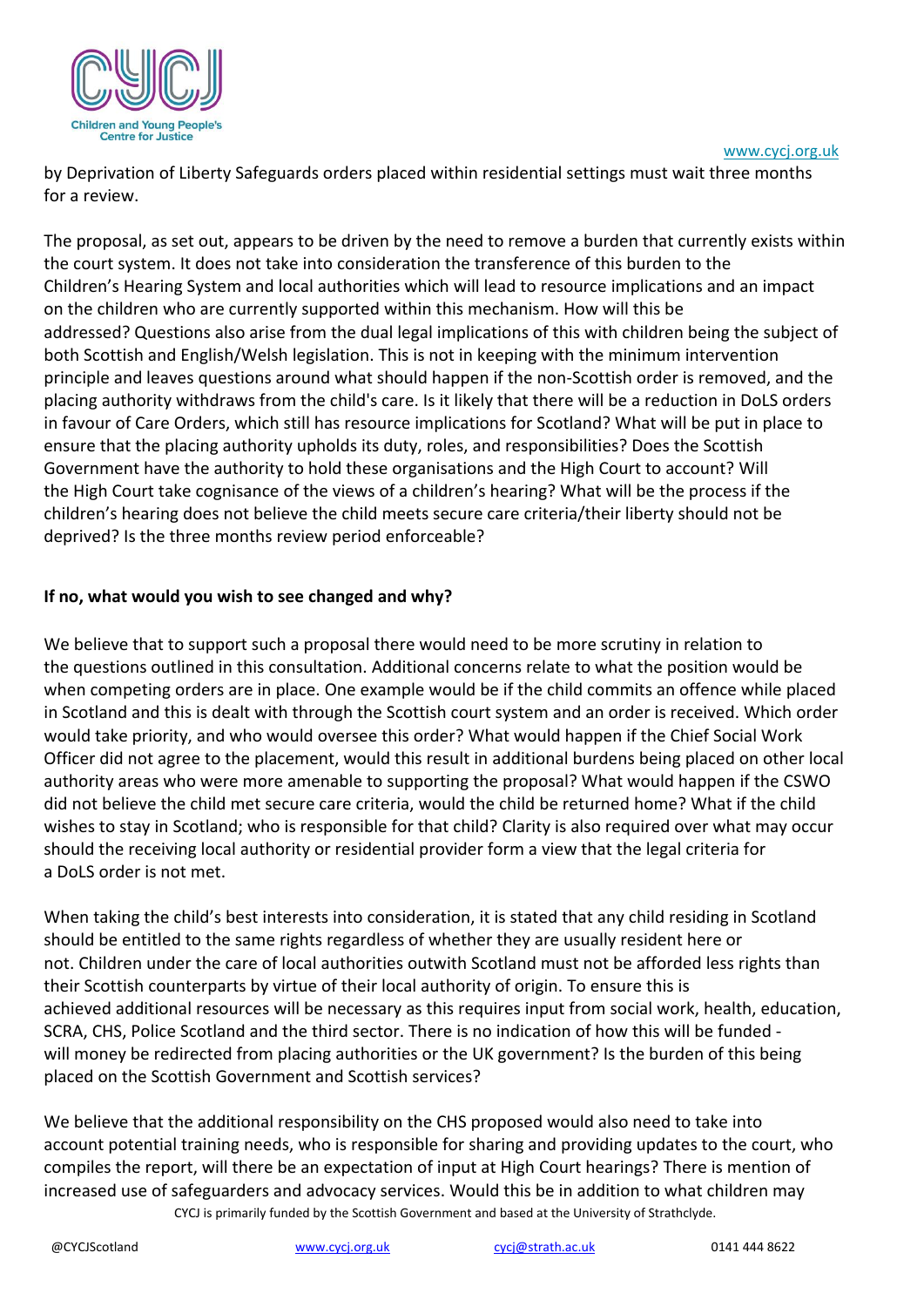by Deprivation of Liberty Safeguards orders placed within residential settings must wait three months for a review.

The proposal, as set out, appears to be driven by the need to remove a burden that currently exists within the court system. It does not take into consideration the transference of this burden to the Children's Hearing System and local authorities which will lead to resource implications and an impact on the children who are currently supported within this mechanism. How will this be addressed? Questions also arise from the dual legal implications of this with children being the subject of both Scottish and English/Welsh legislation. This is not in keeping with the minimum intervention principle and leaves questions around what should happen if the non-Scottish order is removed, and the placing authority withdraws from the child's care. Is it likely that there will be a reduction in DoLS orders in favour of Care Orders, which still has resource implications for Scotland? What will be put in place to ensure that the placing authority upholds its duty, roles, and responsibilities? Does the Scottish Government have the authority to hold these organisations and the High Court to account? Will the High Court take cognisance of the views of a children's hearing? What will be the process if the children's hearing does not believe the child meets secure care criteria/their liberty should not be deprived? Is the three months review period enforceable?

**If no, what would you wish to see changed and why?**

We believe that to support such a proposal there would need to be more scrutiny in relation to the questions outlined in this consultation. Additional concerns relate to what the position would be when competing orders are in place. One example would be if the child commits an offence while placed in Scotland and this is dealt with through the Scottish court system and an order is received. Which order would take priority, and who would oversee this order? What would happen if the Chief Social Work Officer did not agree to the placement, would this result in additional burdens being placed on other local authority areas who were more amenable to supporting the proposal? What would happen if the CSWO did not believe the child met secure care criteria, would the child be returned home? What if the child wishes to stay in Scotland; who is responsible for that child? Clarity is also required over what may occur should the receiving local authority or residential provider form a view that the legal criteria for a DoLS order is not met.

When taking the child's best interests into consideration, it is stated that any child residing in Scotland should be entitled to the same rights regardless of whether they are usually resident here or not. Children under the care of local authorities outwith Scotland must not be afforded less rights than their Scottish counterparts by virtue of their local authority of origin. To ensure this is achieved additional resources will be necessary as this requires input from social work, health, education, SCRA, CHS, Police Scotland and the third sector. There is no indication of how this will be funded - will money be redirected from placing authorities or the UK government? Is the burden of this being placed on the Scottish Government and Scottish services?

We believe that the additional responsibility on the CHS proposed would also need to take into account potential training needs, who is responsible for sharing and providing updates to the court, who compiles the report, will there be an expectation of input at High Court hearings? There is mention of increased use of safeguarders and advocacy services. Would this be in addition to what children may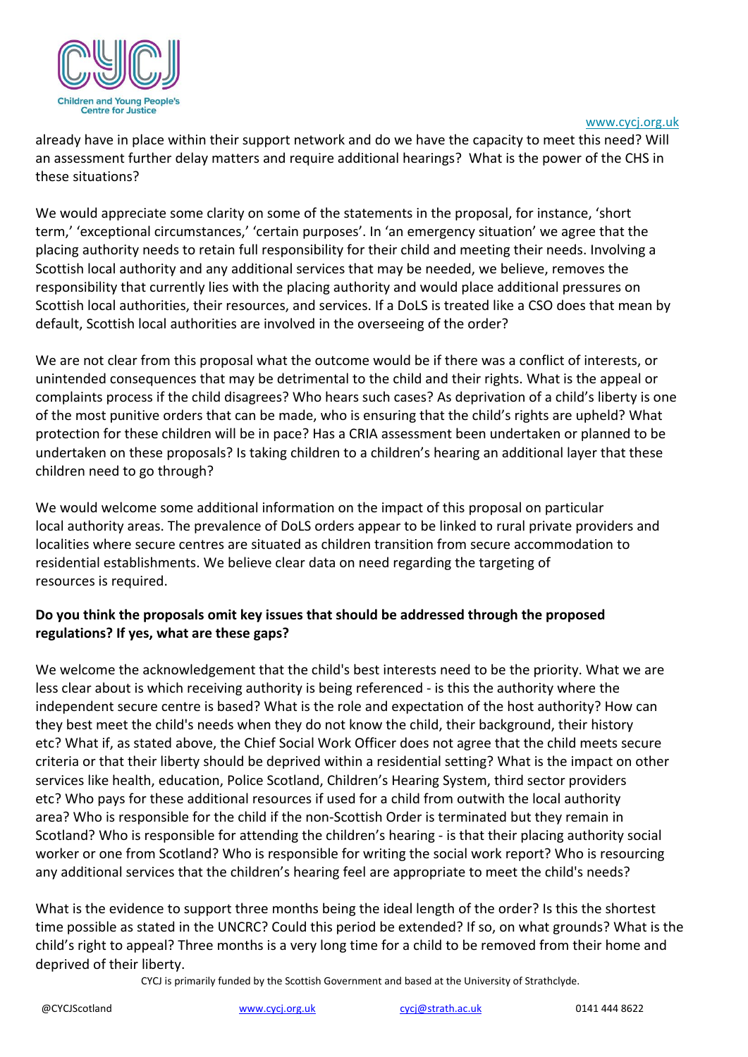already have in place within their support network and do we have the capacity to meet this need? Will an assessment further delay matters and require additional hearings? What is the power of the CHS in these situations?

We would appreciate some clarity on some of the statements in the proposal, for instance, 'short term,' 'exceptional circumstances,' 'certain purposes'. In 'an emergency situation' we agree that the placing authority needs to retain full responsibility for their child and meeting their needs. Involving a Scottish local authority and any additional services that may be needed, we believe, removes the responsibility that currently lies with the placing authority and would place additional pressures on Scottish local authorities, their resources, and services. If a DoLS is treated like a CSO does that mean by default, Scottish local authorities are involved in the overseeing of the order?

We are not clear from this proposal what the outcome would be if there was a conflict of interests, or unintended consequences that may be detrimental to the child and their rights. What is the appeal or complaints process if the child disagrees? Who hears such cases? As deprivation of a child's liberty is one of the most punitive orders that can be made, who is ensuring that the child's rights are upheld? What protection for these children will be in pace? Has a CRIA assessment been undertaken or planned to be undertaken on these proposals? Is taking children to a children's hearing an additional layer that these children need to go through?

We would welcome some additional information on the impact of this proposal on particular local authority areas. The prevalence of DoLS orders appear to be linked to rural private providers and localities where secure centres are situated as children transition from secure accommodation to residential establishments. We believe clear data on need regarding the targeting of resources is required.

**Do you think the proposals omit key issues that should be addressed through the proposed regulations? If yes, what are these gaps?**

We welcome the acknowledgement that the child's best interests need to be the priority. What we are less clear about is which receiving authority is being referenced - is this the authority where the independent secure centre is based? What is the role and expectation of the host authority? How can they best meet the child's needs when they do not know the child, their background, their history etc? What if, as stated above, the Chief Social Work Officer does not agree that the child meets secure criteria or that their liberty should be deprived within a residential setting? What is the impact on other services like health, education, Police Scotland, Children's Hearing System, third sector providers etc? Who pays for these additional resources if used for a child from outwith the local authority area? Who is responsible for the child if the non-Scottish Order is terminated but they remain in Scotland? Who is responsible for attending the children's hearing - is that their placing authority social worker or one from Scotland? Who is responsible for writing the social work report? Who is resourcing any additional services that the children's hearing feel are appropriate to meet the child's needs?

What is the evidence to support three months being the ideal length of the order? Is this the shortest time possible as stated in the UNCRC? Could this period be extended? If so, on what grounds? What is the child's right to appeal? Three months is a very long time for a child to be removed from their home and deprived of their liberty.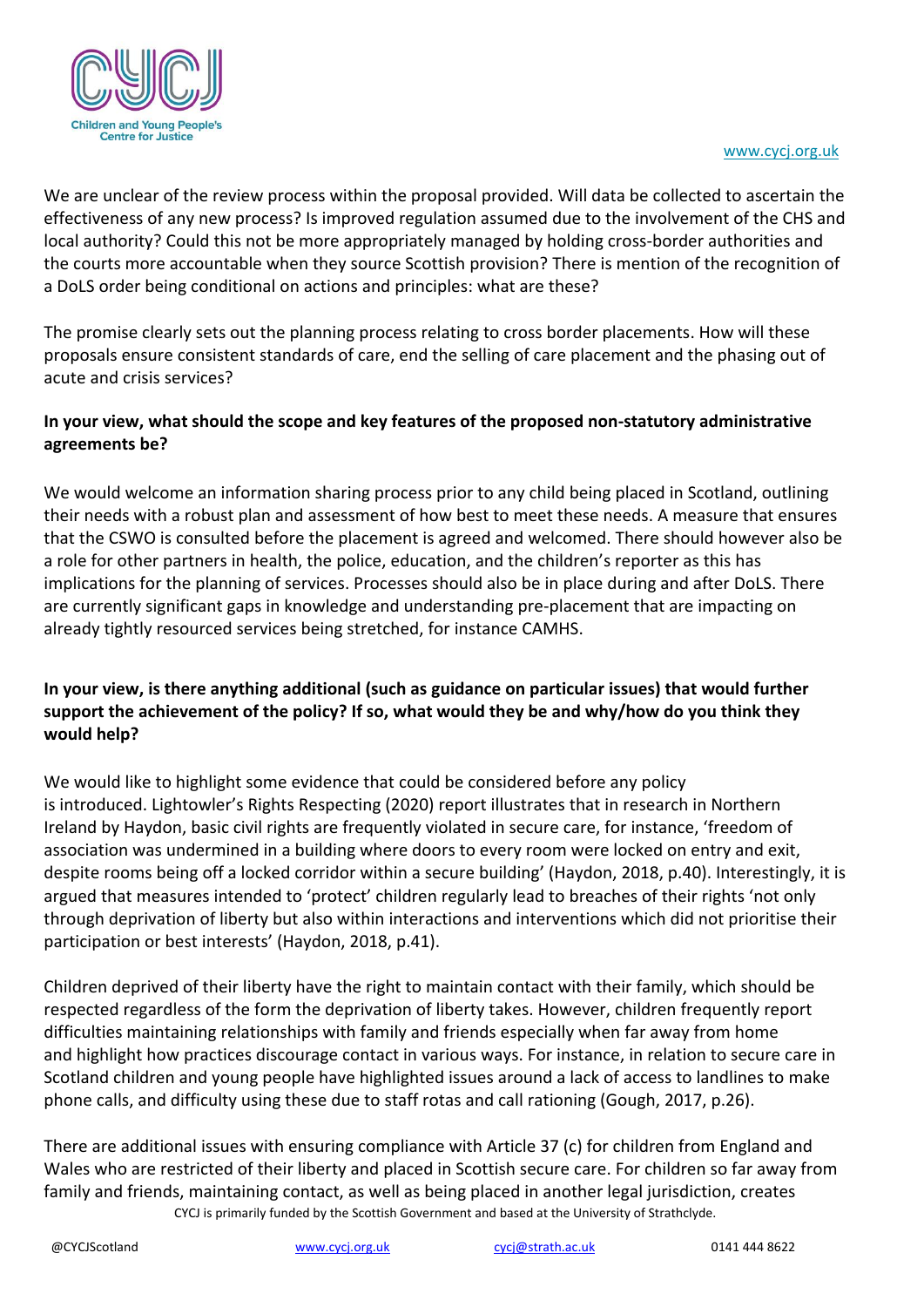We are unclear of the review process within the proposal provided. Will data be collected to ascertain the effectiveness of any new process? Is improved regulation assumed due to the involvement of the CHS and local authority? Could this not be more appropriately managed by holding cross-border authorities and the courts more accountable when they source Scottish provision? There is mention of the recognition of a DoLS order being conditional on actions and principles: what are these?

The promise clearly sets out the planning process relating to cross border placements. How will these proposals ensure consistent standards of care, end the selling of care placement and the phasing out of acute and crisis services?

**In your view, what should the scope and key features of the proposed non-statutory administrative agreements be?**

We would welcome an information sharing process prior to any child being placed in Scotland, outlining their needs with a robust plan and assessment of how best to meet these needs. A measure that ensures that the CSWO is consulted before the placement is agreed and welcomed. There should however also be a role for other partners in health, the police, education, and the children's reporter as this has implications for the planning of services. Processes should also be in place during and after DoLS. There are currently significant gaps in knowledge and understanding pre-placement that are impacting on already tightly resourced services being stretched, for instance CAMHS.

**In your view, is there anything additional (such as guidance on particular issues) that would further support the achievement of the policy? If so, what would they be and why/how do you think they would help?**

We would like to highlight some evidence that could be considered before any policy is introduced. Lightowler's Rights Respecting (2020) report illustrates that in research in Northern Ireland by Haydon, basic civil rights are frequently violated in secure care, for instance, 'freedom of association was undermined in a building where doors to every room were locked on entry and exit, despite rooms being off a locked corridor within a secure building' (Haydon, 2018, p.40). Interestingly, it is argued that measures intended to 'protect' children regularly lead to breaches of their rights 'not only through deprivation of liberty but also within interactions and interventions which did not prioritise their participation or best interests' (Haydon, 2018, p.41).

Children deprived of their liberty have the right to maintain contact with their family, which should be respected regardless of the form the deprivation of liberty takes. However, children frequently report difficulties maintaining relationships with family and friends especially when far away from home and highlight how practices discourage contact in various ways. For instance, in relation to secure care in Scotland children and young people have highlighted issues around a lack of access to landlines to make phone calls, and difficulty using these due to staff rotas and call rationing (Gough, 2017, p.26).

There are additional issues with ensuring compliance with Article 37 (c) for children from England and Wales who are restricted of their liberty and placed in Scottish secure care. For children so far away from family and friends, maintaining contact, as well as being placed in another legal jurisdiction, creates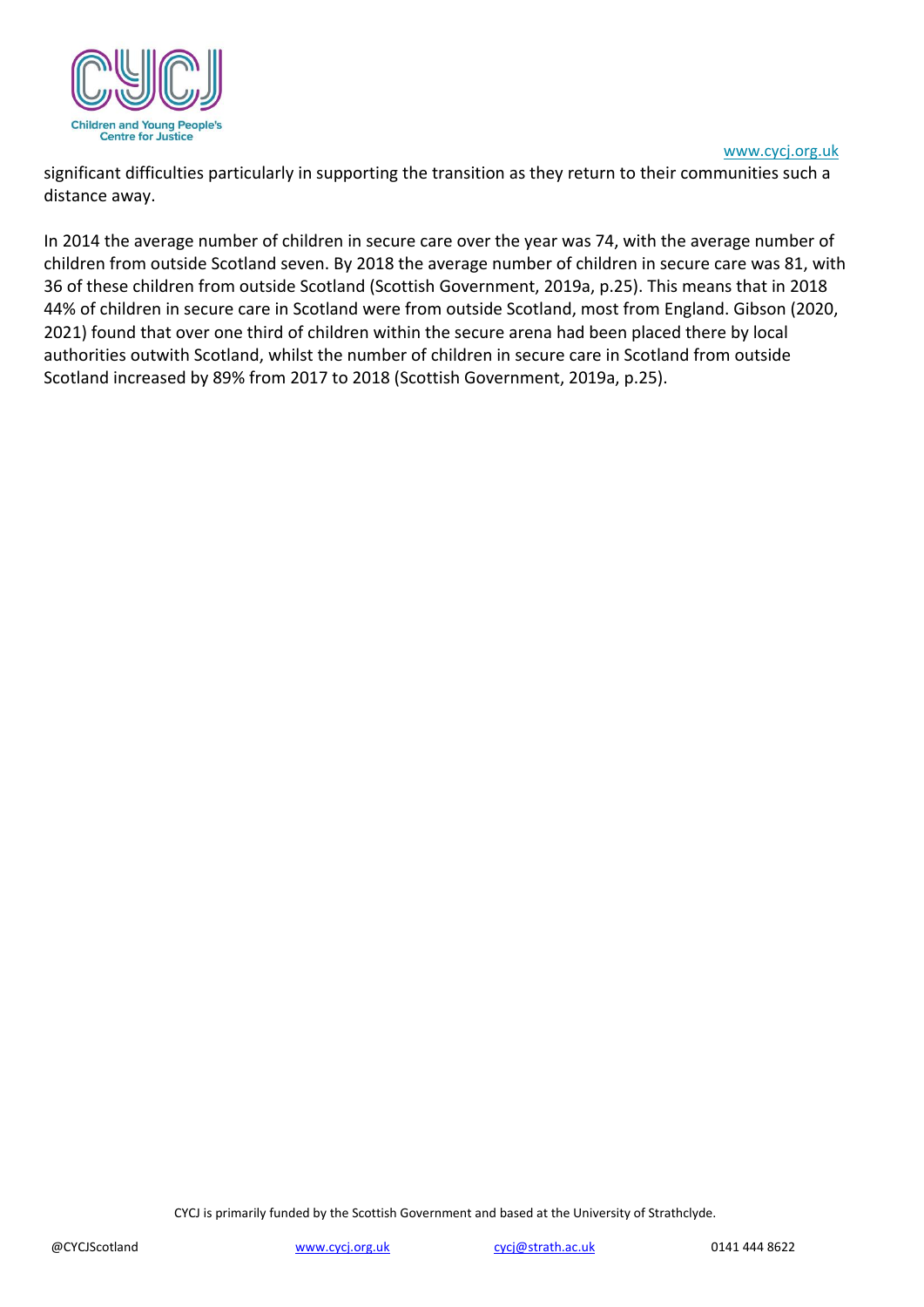significant difficulties particularly in supporting the transition as they return to their communities such a distance away.

In 2014 the average number of children in secure care over the year was 74, with the average number of children from outside Scotland seven. By 2018 the average number of children in secure care was 81, with 36 of these children from outside Scotland (Scottish Government, 2019a, p.25). This means that in 2018 44% of children in secure care in Scotland were from outside Scotland, most from England. Gibson (2020, 2021) found that over one third of children within the secure arena had been placed there by local authorities outwith Scotland, whilst the number of children in secure care in Scotland from outside Scotland increased by 89% from 2017 to 2018 (Scottish Government, 2019a, p.25).